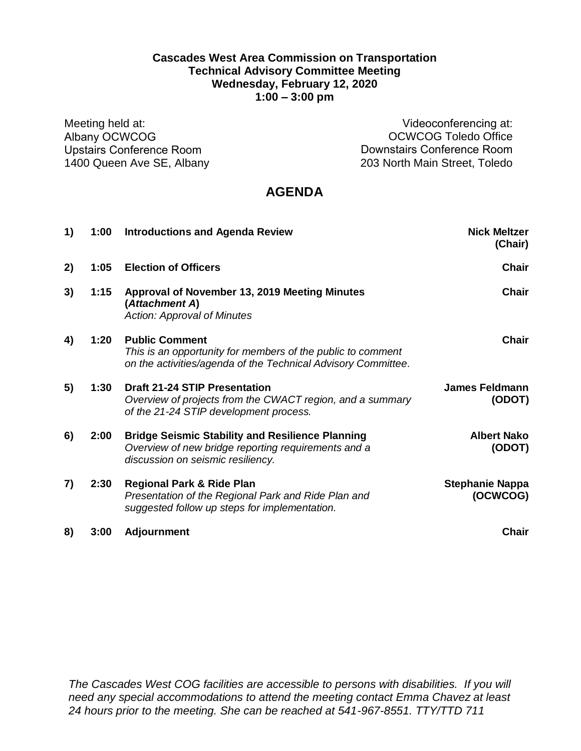**Cascades West Area Commission on Transportation**
**Technical Advisory Committee Meeting**
**Wednesday, February 12, 2020**
**1:00 – 3:00 pm**

Meeting held at:
Albany OCWCOG
Upstairs Conference Room
1400 Queen Ave SE, Albany

Videoconferencing at:
OCWCOG Toledo Office
Downstairs Conference Room
203 North Main Street, Toledo

# AGENDA

| | | | |
|---|---|---|---|
| **1)** | **1:00** | **Introductions and Agenda Review** | **Nick Meltzer (Chair)** |
| **2)** | **1:05** | **Election of Officers** | **Chair** |
| **3)** | **1:15** | **Approval of November 13, 2019 Meeting Minutes (*Attachment A*)**<br>*Action: Approval of Minutes* | **Chair** |
| **4)** | **1:20** | **Public Comment**<br>*This is an opportunity for members of the public to comment on the activities/agenda of the Technical Advisory Committee.* | **Chair** |
| **5)** | **1:30** | **Draft 21-24 STIP Presentation**<br>*Overview of projects from the CWACT region, and a summary of the 21-24 STIP development process.* | **James Feldmann (ODOT)** |
| **6)** | **2:00** | **Bridge Seismic Stability and Resilience Planning**<br>*Overview of new bridge reporting requirements and a discussion on seismic resiliency.* | **Albert Nako (ODOT)** |
| **7)** | **2:30** | **Regional Park & Ride Plan**<br>*Presentation of the Regional Park and Ride Plan and suggested follow up steps for implementation.* | **Stephanie Nappa (OCWCOG)** |
| **8)** | **3:00** | **Adjournment** | **Chair** |

*The Cascades West COG facilities are accessible to persons with disabilities. If you will need any special accommodations to attend the meeting contact Emma Chavez at least 24 hours prior to the meeting. She can be reached at 541-967-8551. TTY/TTD 711*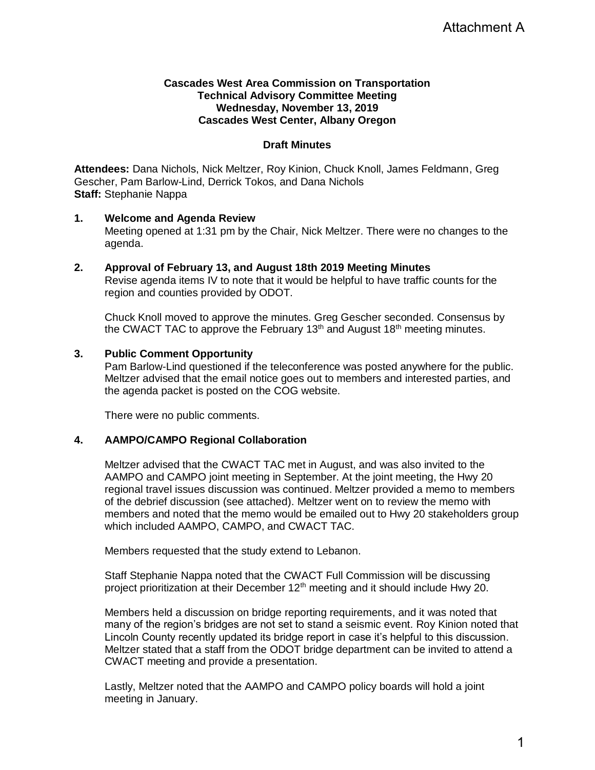Attachment A

**Cascades West Area Commission on Transportation**
**Technical Advisory Committee Meeting**
**Wednesday, November 13, 2019**
**Cascades West Center, Albany Oregon**

**Draft Minutes**

**Attendees:** Dana Nichols, Nick Meltzer, Roy Kinion, Chuck Knoll, James Feldmann, Greg Gescher, Pam Barlow-Lind, Derrick Tokos, and Dana Nichols
**Staff:** Stephanie Nappa

1. **Welcome and Agenda Review**
   Meeting opened at 1:31 pm by the Chair, Nick Meltzer. There were no changes to the agenda.

2. **Approval of February 13, and August 18th 2019 Meeting Minutes**
   Revise agenda items IV to note that it would be helpful to have traffic counts for the region and counties provided by ODOT.

   Chuck Knoll moved to approve the minutes. Greg Gescher seconded. Consensus by the CWACT TAC to approve the February 13th and August 18th meeting minutes.

3. **Public Comment Opportunity**
   Pam Barlow-Lind questioned if the teleconference was posted anywhere for the public. Meltzer advised that the email notice goes out to members and interested parties, and the agenda packet is posted on the COG website.

   There were no public comments.

4. **AAMPO/CAMPO Regional Collaboration**

   Meltzer advised that the CWACT TAC met in August, and was also invited to the AAMPO and CAMPO joint meeting in September. At the joint meeting, the Hwy 20 regional travel issues discussion was continued. Meltzer provided a memo to members of the debrief discussion (see attached). Meltzer went on to review the memo with members and noted that the memo would be emailed out to Hwy 20 stakeholders group which included AAMPO, CAMPO, and CWACT TAC.

   Members requested that the study extend to Lebanon.

   Staff Stephanie Nappa noted that the CWACT Full Commission will be discussing project prioritization at their December 12th meeting and it should include Hwy 20.

   Members held a discussion on bridge reporting requirements, and it was noted that many of the region's bridges are not set to stand a seismic event. Roy Kinion noted that Lincoln County recently updated its bridge report in case it's helpful to this discussion. Meltzer stated that a staff from the ODOT bridge department can be invited to attend a CWACT meeting and provide a presentation.

   Lastly, Meltzer noted that the AAMPO and CAMPO policy boards will hold a joint meeting in January.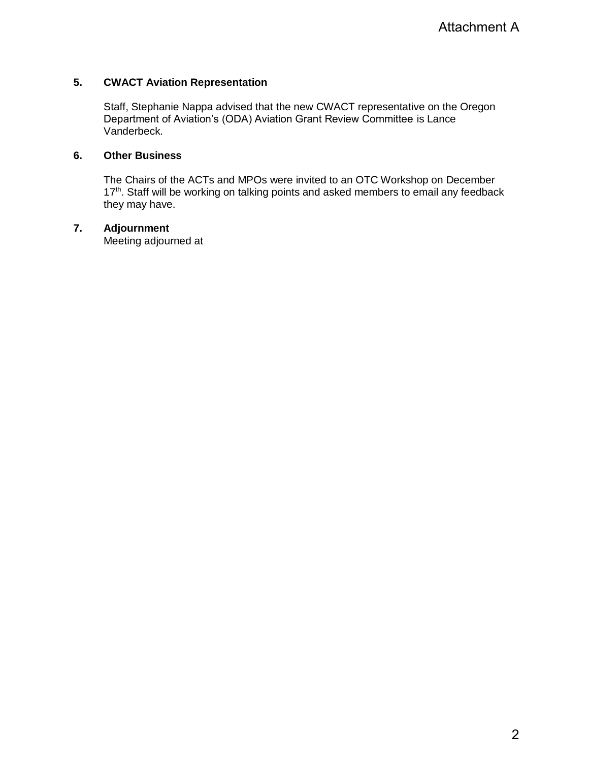Attachment A

**5. CWACT Aviation Representation**

Staff, Stephanie Nappa advised that the new CWACT representative on the Oregon Department of Aviation's (ODA) Aviation Grant Review Committee is Lance Vanderbeck.

**6. Other Business**

The Chairs of the ACTs and MPOs were invited to an OTC Workshop on December 17th. Staff will be working on talking points and asked members to email any feedback they may have.

**7. Adjournment**

Meeting adjourned at